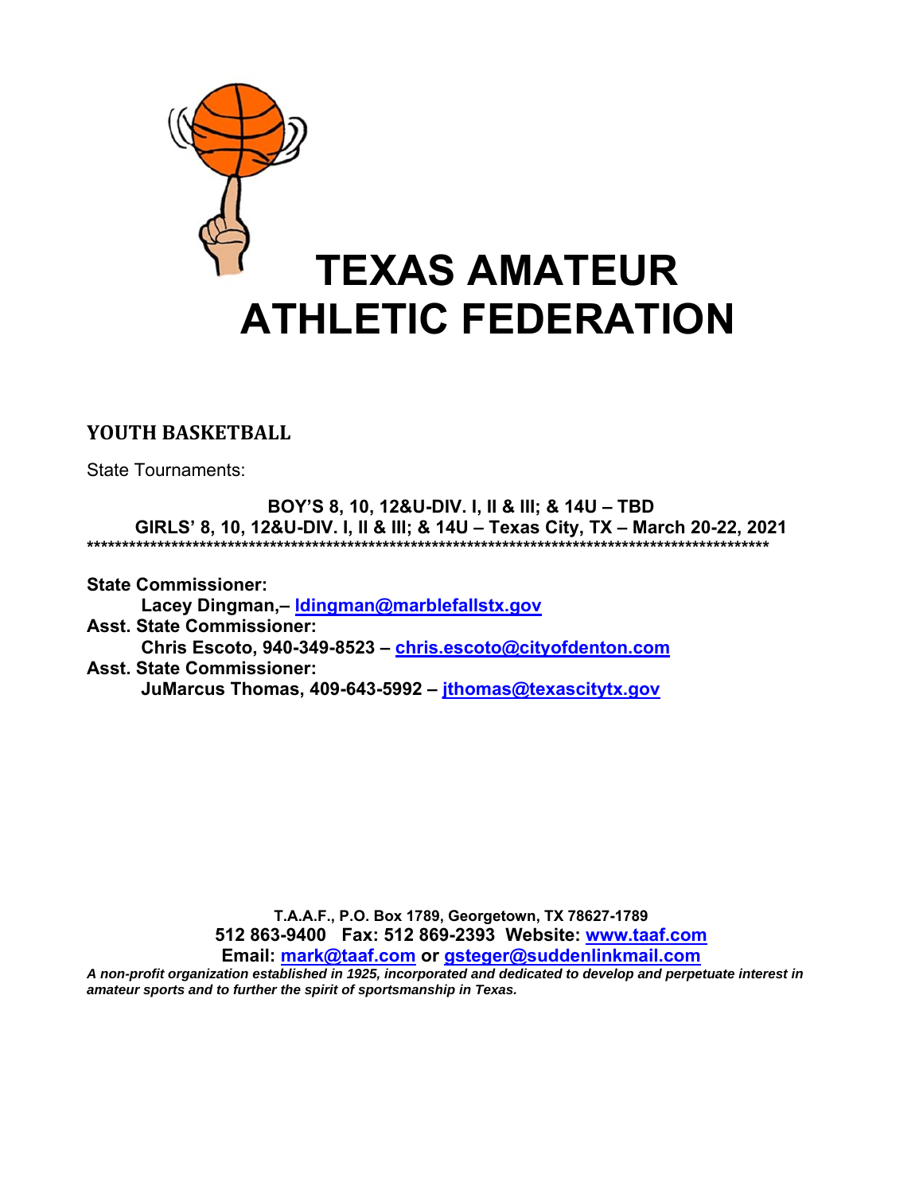# TEXAS AMATEUR ATHLETIC FEDERATION

## YOUTH BASKETBALL

State Tournaments:

**BOY'S 8, 10, 12&U-DIV. I, II & III; & 14U – TBD**
**GIRLS' 8, 10, 12&U-DIV. I, II & III; & 14U – Texas City, TX – March 20-22, 2021**

******************************************************************************************************

**State Commissioner:**
**Lacey Dingman,– [ldingman@marblefallstx.gov](mailto:ldingman@marblefallstx.gov)**
**Asst. State Commissioner:**
**Chris Escoto, 940-349-8523 – [chris.escoto@cityofdenton.com](mailto:chris.escoto@cityofdenton.com)**
**Asst. State Commissioner:**
**JuMarcus Thomas, 409-643-5992 – [jthomas@texascitytx.gov](mailto:jthomas@texascitytx.gov)**

**T.A.A.F., P.O. Box 1789, Georgetown, TX 78627-1789**
**512 863-9400 Fax: 512 869-2393 Website: [www.taaf.com](http://www.taaf.com)**
**Email: [mark@taaf.com](mailto:mark@taaf.com) or [gsteger@suddenlinkmail.com](mailto:gsteger@suddenlinkmail.com)**

***A non-profit organization established in 1925, incorporated and dedicated to develop and perpetuate interest in amateur sports and to further the spirit of sportsmanship in Texas.***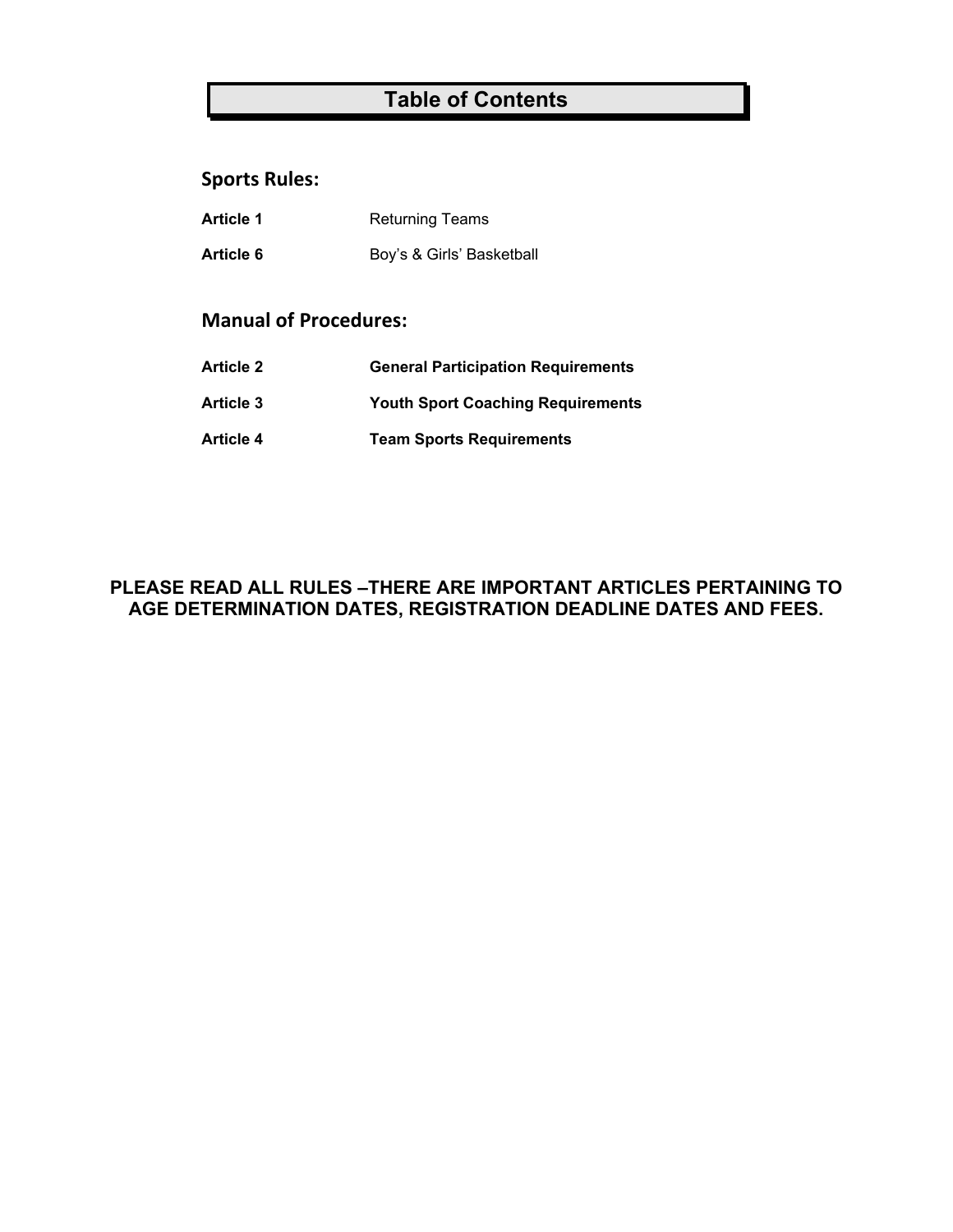# Table of Contents

## Sports Rules:

| | |
|---|---|
| **Article 1** | Returning Teams |
| **Article 6** | Boy's & Girls' Basketball |

## Manual of Procedures:

| | |
|---|---|
| **Article 2** | **General Participation Requirements** |
| **Article 3** | **Youth Sport Coaching Requirements** |
| **Article 4** | **Team Sports Requirements** |

**PLEASE READ ALL RULES –THERE ARE IMPORTANT ARTICLES PERTAINING TO AGE DETERMINATION DATES, REGISTRATION DEADLINE DATES AND FEES.**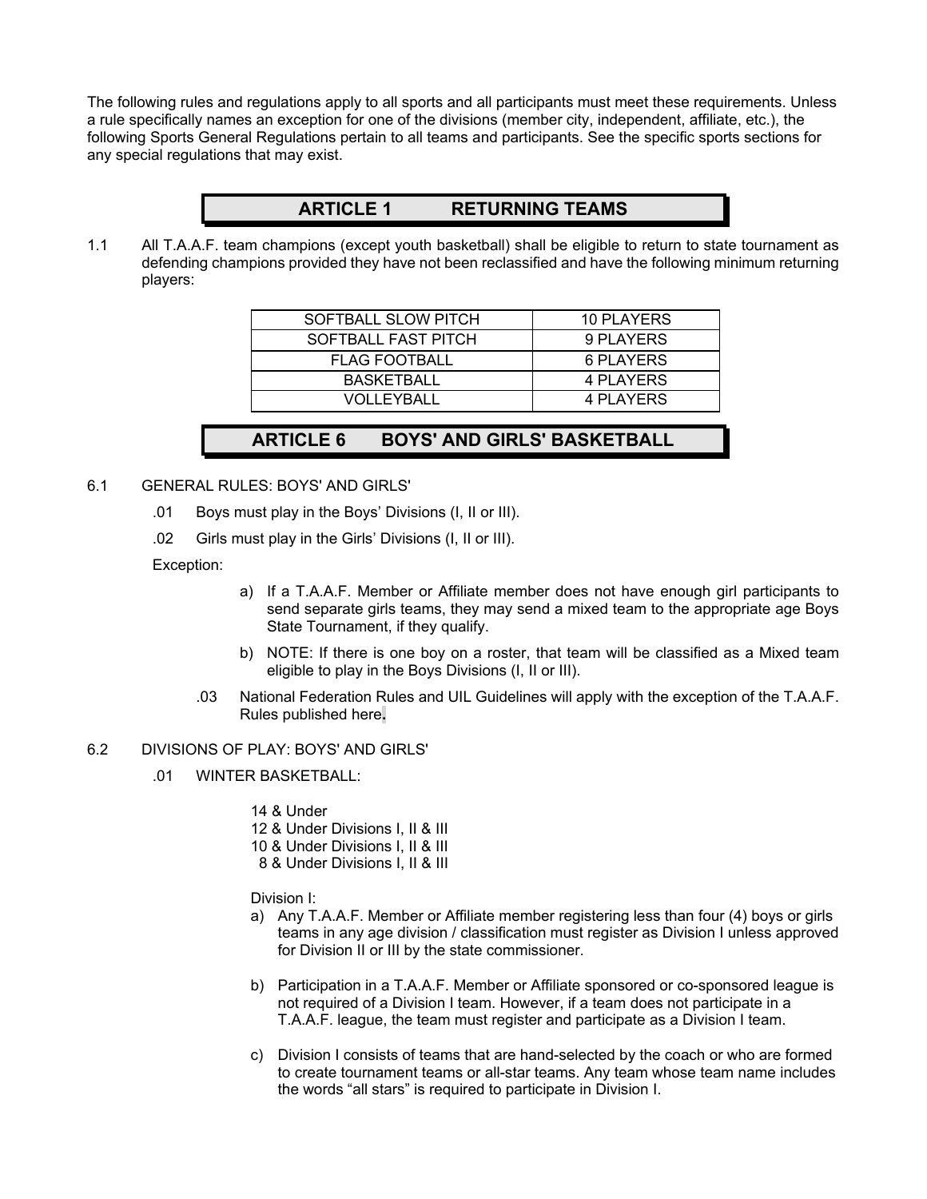The following rules and regulations apply to all sports and all participants must meet these requirements. Unless a rule specifically names an exception for one of the divisions (member city, independent, affiliate, etc.), the following Sports General Regulations pertain to all teams and participants. See the specific sports sections for any special regulations that may exist.

## ARTICLE 1 RETURNING TEAMS

1.1 All T.A.A.F. team champions (except youth basketball) shall be eligible to return to state tournament as defending champions provided they have not been reclassified and have the following minimum returning players:

| | |
|---|---|
| SOFTBALL SLOW PITCH | 10 PLAYERS |
| SOFTBALL FAST PITCH | 9 PLAYERS |
| FLAG FOOTBALL | 6 PLAYERS |
| BASKETBALL | 4 PLAYERS |
| VOLLEYBALL | 4 PLAYERS |

## ARTICLE 6 BOYS' AND GIRLS' BASKETBALL

6.1 GENERAL RULES: BOYS' AND GIRLS'

.01 Boys must play in the Boys' Divisions (I, II or III).

.02 Girls must play in the Girls' Divisions (I, II or III).

Exception:

a) If a T.A.A.F. Member or Affiliate member does not have enough girl participants to send separate girls teams, they may send a mixed team to the appropriate age Boys State Tournament, if they qualify.

b) NOTE: If there is one boy on a roster, that team will be classified as a Mixed team eligible to play in the Boys Divisions (I, II or III).

.03 National Federation Rules and UIL Guidelines will apply with the exception of the T.A.A.F. Rules published here.

6.2 DIVISIONS OF PLAY: BOYS' AND GIRLS'

.01 WINTER BASKETBALL:

14 & Under
12 & Under Divisions I, II & III
10 & Under Divisions I, II & III
8 & Under Divisions I, II & III

Division I:

a) Any T.A.A.F. Member or Affiliate member registering less than four (4) boys or girls teams in any age division / classification must register as Division I unless approved for Division II or III by the state commissioner.

b) Participation in a T.A.A.F. Member or Affiliate sponsored or co-sponsored league is not required of a Division I team. However, if a team does not participate in a T.A.A.F. league, the team must register and participate as a Division I team.

c) Division I consists of teams that are hand-selected by the coach or who are formed to create tournament teams or all-star teams. Any team whose team name includes the words "all stars" is required to participate in Division I.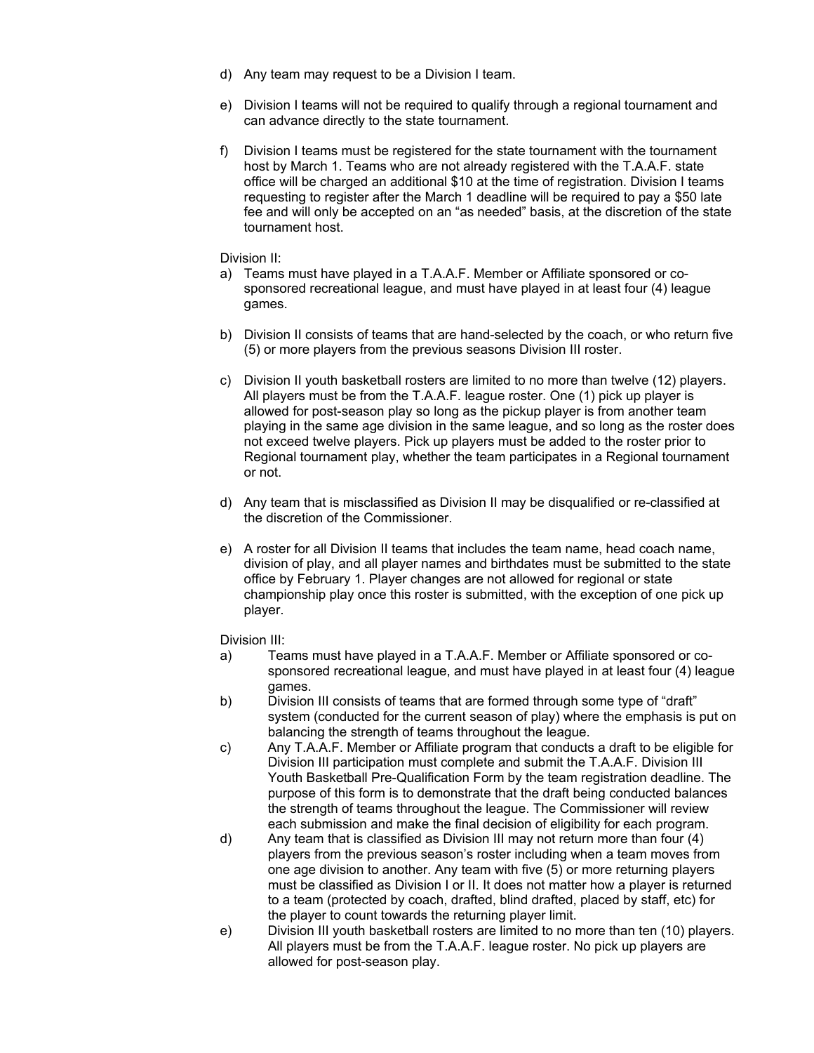d) Any team may request to be a Division I team.

e) Division I teams will not be required to qualify through a regional tournament and can advance directly to the state tournament.

f) Division I teams must be registered for the state tournament with the tournament host by March 1. Teams who are not already registered with the T.A.A.F. state office will be charged an additional $10 at the time of registration. Division I teams requesting to register after the March 1 deadline will be required to pay a $50 late fee and will only be accepted on an "as needed" basis, at the discretion of the state tournament host.

Division II:

a) Teams must have played in a T.A.A.F. Member or Affiliate sponsored or co-sponsored recreational league, and must have played in at least four (4) league games.

b) Division II consists of teams that are hand-selected by the coach, or who return five (5) or more players from the previous seasons Division III roster.

c) Division II youth basketball rosters are limited to no more than twelve (12) players. All players must be from the T.A.A.F. league roster. One (1) pick up player is allowed for post-season play so long as the pickup player is from another team playing in the same age division in the same league, and so long as the roster does not exceed twelve players. Pick up players must be added to the roster prior to Regional tournament play, whether the team participates in a Regional tournament or not.

d) Any team that is misclassified as Division II may be disqualified or re-classified at the discretion of the Commissioner.

e) A roster for all Division II teams that includes the team name, head coach name, division of play, and all player names and birthdates must be submitted to the state office by February 1. Player changes are not allowed for regional or state championship play once this roster is submitted, with the exception of one pick up player.

Division III:

a) Teams must have played in a T.A.A.F. Member or Affiliate sponsored or co-sponsored recreational league, and must have played in at least four (4) league games.

b) Division III consists of teams that are formed through some type of "draft" system (conducted for the current season of play) where the emphasis is put on balancing the strength of teams throughout the league.

c) Any T.A.A.F. Member or Affiliate program that conducts a draft to be eligible for Division III participation must complete and submit the T.A.A.F. Division III Youth Basketball Pre-Qualification Form by the team registration deadline. The purpose of this form is to demonstrate that the draft being conducted balances the strength of teams throughout the league. The Commissioner will review each submission and make the final decision of eligibility for each program.

d) Any team that is classified as Division III may not return more than four (4) players from the previous season's roster including when a team moves from one age division to another. Any team with five (5) or more returning players must be classified as Division I or II. It does not matter how a player is returned to a team (protected by coach, drafted, blind drafted, placed by staff, etc) for the player to count towards the returning player limit.

e) Division III youth basketball rosters are limited to no more than ten (10) players. All players must be from the T.A.A.F. league roster. No pick up players are allowed for post-season play.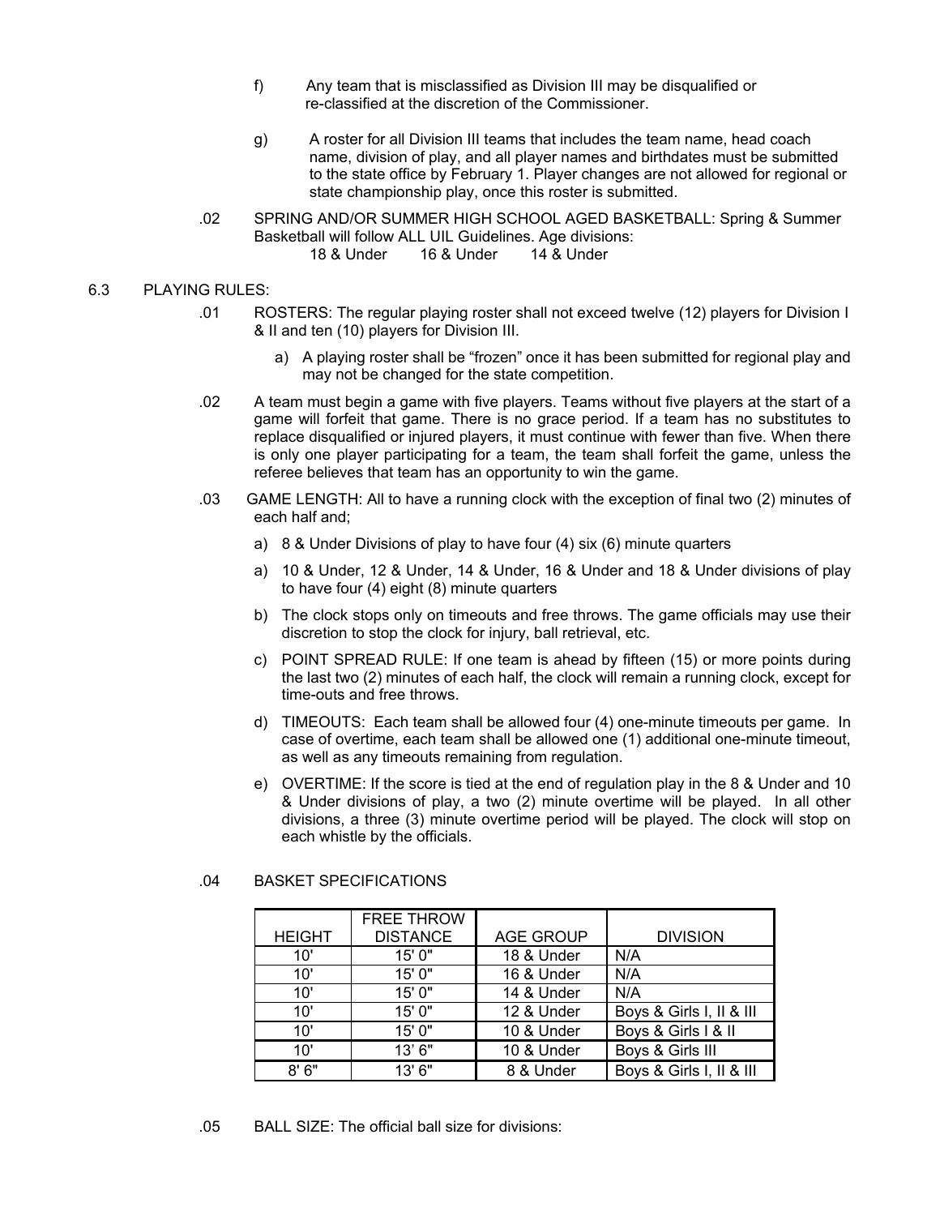f) Any team that is misclassified as Division III may be disqualified or re-classified at the discretion of the Commissioner.

g) A roster for all Division III teams that includes the team name, head coach name, division of play, and all player names and birthdates must be submitted to the state office by February 1. Player changes are not allowed for regional or state championship play, once this roster is submitted.

.02 SPRING AND/OR SUMMER HIGH SCHOOL AGED BASKETBALL: Spring & Summer Basketball will follow ALL UIL Guidelines. Age divisions:
18 & Under 16 & Under 14 & Under

6.3 PLAYING RULES:

.01 ROSTERS: The regular playing roster shall not exceed twelve (12) players for Division I & II and ten (10) players for Division III.

a) A playing roster shall be "frozen" once it has been submitted for regional play and may not be changed for the state competition.

.02 A team must begin a game with five players. Teams without five players at the start of a game will forfeit that game. There is no grace period. If a team has no substitutes to replace disqualified or injured players, it must continue with fewer than five. When there is only one player participating for a team, the team shall forfeit the game, unless the referee believes that team has an opportunity to win the game.

.03 GAME LENGTH: All to have a running clock with the exception of final two (2) minutes of each half and;

a) 8 & Under Divisions of play to have four (4) six (6) minute quarters

a) 10 & Under, 12 & Under, 14 & Under, 16 & Under and 18 & Under divisions of play to have four (4) eight (8) minute quarters

b) The clock stops only on timeouts and free throws. The game officials may use their discretion to stop the clock for injury, ball retrieval, etc.

c) POINT SPREAD RULE: If one team is ahead by fifteen (15) or more points during the last two (2) minutes of each half, the clock will remain a running clock, except for time-outs and free throws.

d) TIMEOUTS: Each team shall be allowed four (4) one-minute timeouts per game. In case of overtime, each team shall be allowed one (1) additional one-minute timeout, as well as any timeouts remaining from regulation.

e) OVERTIME: If the score is tied at the end of regulation play in the 8 & Under and 10 & Under divisions of play, a two (2) minute overtime will be played. In all other divisions, a three (3) minute overtime period will be played. The clock will stop on each whistle by the officials.

.04 BASKET SPECIFICATIONS

| HEIGHT | FREE THROW DISTANCE | AGE GROUP | DIVISION |
|---|---|---|---|
| 10' | 15' 0" | 18 & Under | N/A |
| 10' | 15' 0" | 16 & Under | N/A |
| 10' | 15' 0" | 14 & Under | N/A |
| 10' | 15' 0" | 12 & Under | Boys & Girls I, II & III |
| 10' | 15' 0" | 10 & Under | Boys & Girls I & II |
| 10' | 13' 6" | 10 & Under | Boys & Girls III |
| 8' 6" | 13' 6" | 8 & Under | Boys & Girls I, II & III |

.05 BALL SIZE: The official ball size for divisions: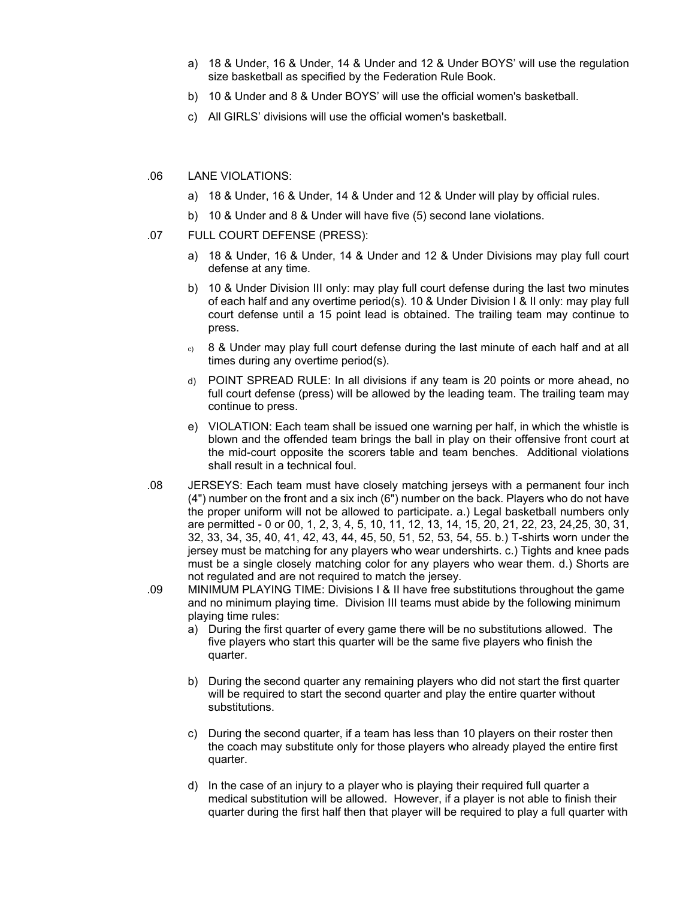a) 18 & Under, 16 & Under, 14 & Under and 12 & Under BOYS' will use the regulation size basketball as specified by the Federation Rule Book.

b) 10 & Under and 8 & Under BOYS' will use the official women's basketball.

c) All GIRLS' divisions will use the official women's basketball.

.06 LANE VIOLATIONS:

a) 18 & Under, 16 & Under, 14 & Under and 12 & Under will play by official rules.

b) 10 & Under and 8 & Under will have five (5) second lane violations.

.07 FULL COURT DEFENSE (PRESS):

a) 18 & Under, 16 & Under, 14 & Under and 12 & Under Divisions may play full court defense at any time.

b) 10 & Under Division III only: may play full court defense during the last two minutes of each half and any overtime period(s). 10 & Under Division I & II only: may play full court defense until a 15 point lead is obtained. The trailing team may continue to press.

c) 8 & Under may play full court defense during the last minute of each half and at all times during any overtime period(s).

d) POINT SPREAD RULE: In all divisions if any team is 20 points or more ahead, no full court defense (press) will be allowed by the leading team. The trailing team may continue to press.

e) VIOLATION: Each team shall be issued one warning per half, in which the whistle is blown and the offended team brings the ball in play on their offensive front court at the mid-court opposite the scorers table and team benches. Additional violations shall result in a technical foul.

.08 JERSEYS: Each team must have closely matching jerseys with a permanent four inch (4") number on the front and a six inch (6") number on the back. Players who do not have the proper uniform will not be allowed to participate. a.) Legal basketball numbers only are permitted - 0 or 00, 1, 2, 3, 4, 5, 10, 11, 12, 13, 14, 15, 20, 21, 22, 23, 24,25, 30, 31, 32, 33, 34, 35, 40, 41, 42, 43, 44, 45, 50, 51, 52, 53, 54, 55. b.) T-shirts worn under the jersey must be matching for any players who wear undershirts. c.) Tights and knee pads must be a single closely matching color for any players who wear them. d.) Shorts are not regulated and are not required to match the jersey.

.09 MINIMUM PLAYING TIME: Divisions I & II have free substitutions throughout the game and no minimum playing time. Division III teams must abide by the following minimum playing time rules:

a) During the first quarter of every game there will be no substitutions allowed. The five players who start this quarter will be the same five players who finish the quarter.

b) During the second quarter any remaining players who did not start the first quarter will be required to start the second quarter and play the entire quarter without substitutions.

c) During the second quarter, if a team has less than 10 players on their roster then the coach may substitute only for those players who already played the entire first quarter.

d) In the case of an injury to a player who is playing their required full quarter a medical substitution will be allowed. However, if a player is not able to finish their quarter during the first half then that player will be required to play a full quarter with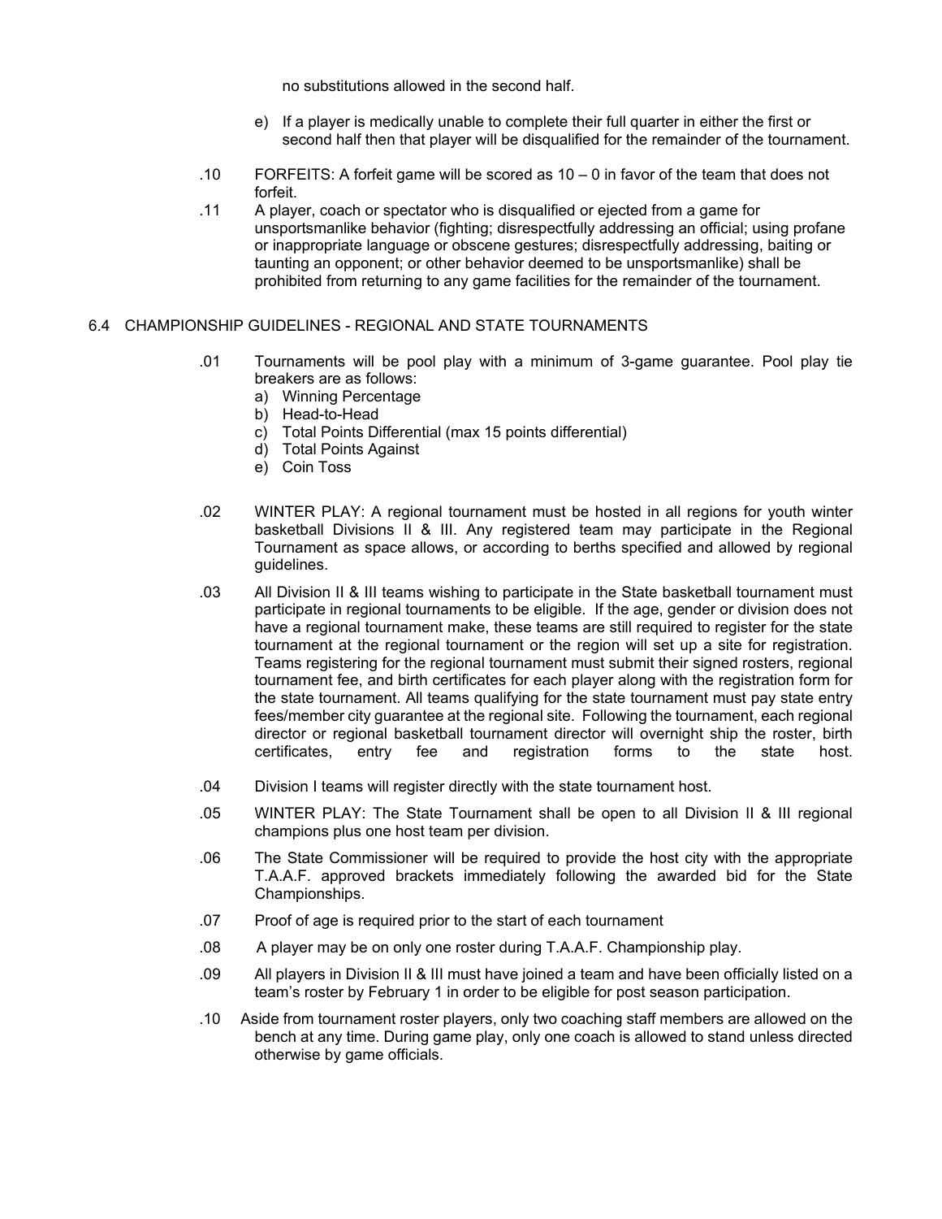no substitutions allowed in the second half.

e) If a player is medically unable to complete their full quarter in either the first or second half then that player will be disqualified for the remainder of the tournament.

.10 FORFEITS: A forfeit game will be scored as 10 – 0 in favor of the team that does not forfeit.

.11 A player, coach or spectator who is disqualified or ejected from a game for unsportsmanlike behavior (fighting; disrespectfully addressing an official; using profane or inappropriate language or obscene gestures; disrespectfully addressing, baiting or taunting an opponent; or other behavior deemed to be unsportsmanlike) shall be prohibited from returning to any game facilities for the remainder of the tournament.

## 6.4 CHAMPIONSHIP GUIDELINES - REGIONAL AND STATE TOURNAMENTS

.01 Tournaments will be pool play with a minimum of 3-game guarantee. Pool play tie breakers are as follows:

a) Winning Percentage
b) Head-to-Head
c) Total Points Differential (max 15 points differential)
d) Total Points Against
e) Coin Toss

.02 WINTER PLAY: A regional tournament must be hosted in all regions for youth winter basketball Divisions II & III. Any registered team may participate in the Regional Tournament as space allows, or according to berths specified and allowed by regional guidelines.

.03 All Division II & III teams wishing to participate in the State basketball tournament must participate in regional tournaments to be eligible. If the age, gender or division does not have a regional tournament make, these teams are still required to register for the state tournament at the regional tournament or the region will set up a site for registration. Teams registering for the regional tournament must submit their signed rosters, regional tournament fee, and birth certificates for each player along with the registration form for the state tournament. All teams qualifying for the state tournament must pay state entry fees/member city guarantee at the regional site. Following the tournament, each regional director or regional basketball tournament director will overnight ship the roster, birth certificates, entry fee and registration forms to the state host.

.04 Division I teams will register directly with the state tournament host.

.05 WINTER PLAY: The State Tournament shall be open to all Division II & III regional champions plus one host team per division.

.06 The State Commissioner will be required to provide the host city with the appropriate T.A.A.F. approved brackets immediately following the awarded bid for the State Championships.

.07 Proof of age is required prior to the start of each tournament

.08 A player may be on only one roster during T.A.A.F. Championship play.

.09 All players in Division II & III must have joined a team and have been officially listed on a team's roster by February 1 in order to be eligible for post season participation.

.10 Aside from tournament roster players, only two coaching staff members are allowed on the bench at any time. During game play, only one coach is allowed to stand unless directed otherwise by game officials.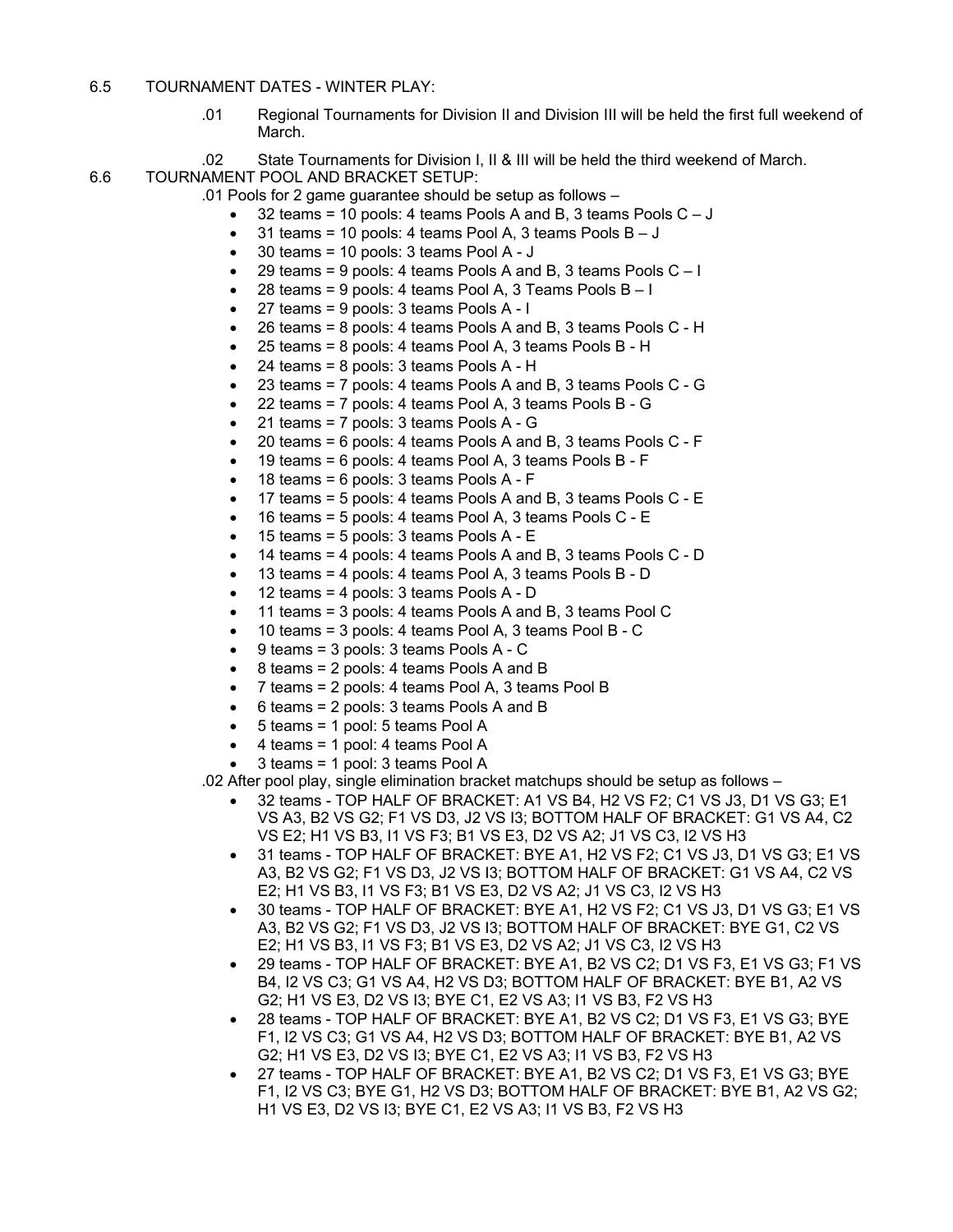6.5 TOURNAMENT DATES - WINTER PLAY:

.01 Regional Tournaments for Division II and Division III will be held the first full weekend of March.

.02 State Tournaments for Division I, II & III will be held the third weekend of March.

6.6 TOURNAMENT POOL AND BRACKET SETUP:

.01 Pools for 2 game guarantee should be setup as follows –

- 32 teams = 10 pools: 4 teams Pools A and B, 3 teams Pools C – J
- 31 teams = 10 pools: 4 teams Pool A, 3 teams Pools B – J
- 30 teams = 10 pools: 3 teams Pool A - J
- 29 teams = 9 pools: 4 teams Pools A and B, 3 teams Pools C – I
- 28 teams = 9 pools: 4 teams Pool A, 3 Teams Pools B – I
- 27 teams = 9 pools: 3 teams Pools A - I
- 26 teams = 8 pools: 4 teams Pools A and B, 3 teams Pools C - H
- 25 teams = 8 pools: 4 teams Pool A, 3 teams Pools B - H
- 24 teams = 8 pools: 3 teams Pools A - H
- 23 teams = 7 pools: 4 teams Pools A and B, 3 teams Pools C - G
- 22 teams = 7 pools: 4 teams Pool A, 3 teams Pools B - G
- 21 teams = 7 pools: 3 teams Pools A - G
- 20 teams = 6 pools: 4 teams Pools A and B, 3 teams Pools C - F
- 19 teams = 6 pools: 4 teams Pool A, 3 teams Pools B - F
- 18 teams = 6 pools: 3 teams Pools A - F
- 17 teams = 5 pools: 4 teams Pools A and B, 3 teams Pools C - E
- 16 teams = 5 pools: 4 teams Pool A, 3 teams Pools C - E
- 15 teams = 5 pools: 3 teams Pools A - E
- 14 teams = 4 pools: 4 teams Pools A and B, 3 teams Pools C - D
- 13 teams = 4 pools: 4 teams Pool A, 3 teams Pools B - D
- 12 teams = 4 pools: 3 teams Pools A - D
- 11 teams = 3 pools: 4 teams Pools A and B, 3 teams Pool C
- 10 teams = 3 pools: 4 teams Pool A, 3 teams Pool B - C
- 9 teams = 3 pools: 3 teams Pools A - C
- 8 teams = 2 pools: 4 teams Pools A and B
- 7 teams = 2 pools: 4 teams Pool A, 3 teams Pool B
- 6 teams = 2 pools: 3 teams Pools A and B
- 5 teams = 1 pool: 5 teams Pool A
- 4 teams = 1 pool: 4 teams Pool A
- 3 teams = 1 pool: 3 teams Pool A

.02 After pool play, single elimination bracket matchups should be setup as follows –

- 32 teams - TOP HALF OF BRACKET: A1 VS B4, H2 VS F2; C1 VS J3, D1 VS G3; E1 VS A3, B2 VS G2; F1 VS D3, J2 VS I3; BOTTOM HALF OF BRACKET: G1 VS A4, C2 VS E2; H1 VS B3, I1 VS F3; B1 VS E3, D2 VS A2; J1 VS C3, I2 VS H3
- 31 teams - TOP HALF OF BRACKET: BYE A1, H2 VS F2; C1 VS J3, D1 VS G3; E1 VS A3, B2 VS G2; F1 VS D3, J2 VS I3; BOTTOM HALF OF BRACKET: G1 VS A4, C2 VS E2; H1 VS B3, I1 VS F3; B1 VS E3, D2 VS A2; J1 VS C3, I2 VS H3
- 30 teams - TOP HALF OF BRACKET: BYE A1, H2 VS F2; C1 VS J3, D1 VS G3; E1 VS A3, B2 VS G2; F1 VS D3, J2 VS I3; BOTTOM HALF OF BRACKET: BYE G1, C2 VS E2; H1 VS B3, I1 VS F3; B1 VS E3, D2 VS A2; J1 VS C3, I2 VS H3
- 29 teams - TOP HALF OF BRACKET: BYE A1, B2 VS C2; D1 VS F3, E1 VS G3; F1 VS B4, I2 VS C3; G1 VS A4, H2 VS D3; BOTTOM HALF OF BRACKET: BYE B1, A2 VS G2; H1 VS E3, D2 VS I3; BYE C1, E2 VS A3; I1 VS B3, F2 VS H3
- 28 teams - TOP HALF OF BRACKET: BYE A1, B2 VS C2; D1 VS F3, E1 VS G3; BYE F1, I2 VS C3; G1 VS A4, H2 VS D3; BOTTOM HALF OF BRACKET: BYE B1, A2 VS G2; H1 VS E3, D2 VS I3; BYE C1, E2 VS A3; I1 VS B3, F2 VS H3
- 27 teams - TOP HALF OF BRACKET: BYE A1, B2 VS C2; D1 VS F3, E1 VS G3; BYE F1, I2 VS C3; BYE G1, H2 VS D3; BOTTOM HALF OF BRACKET: BYE B1, A2 VS G2; H1 VS E3, D2 VS I3; BYE C1, E2 VS A3; I1 VS B3, F2 VS H3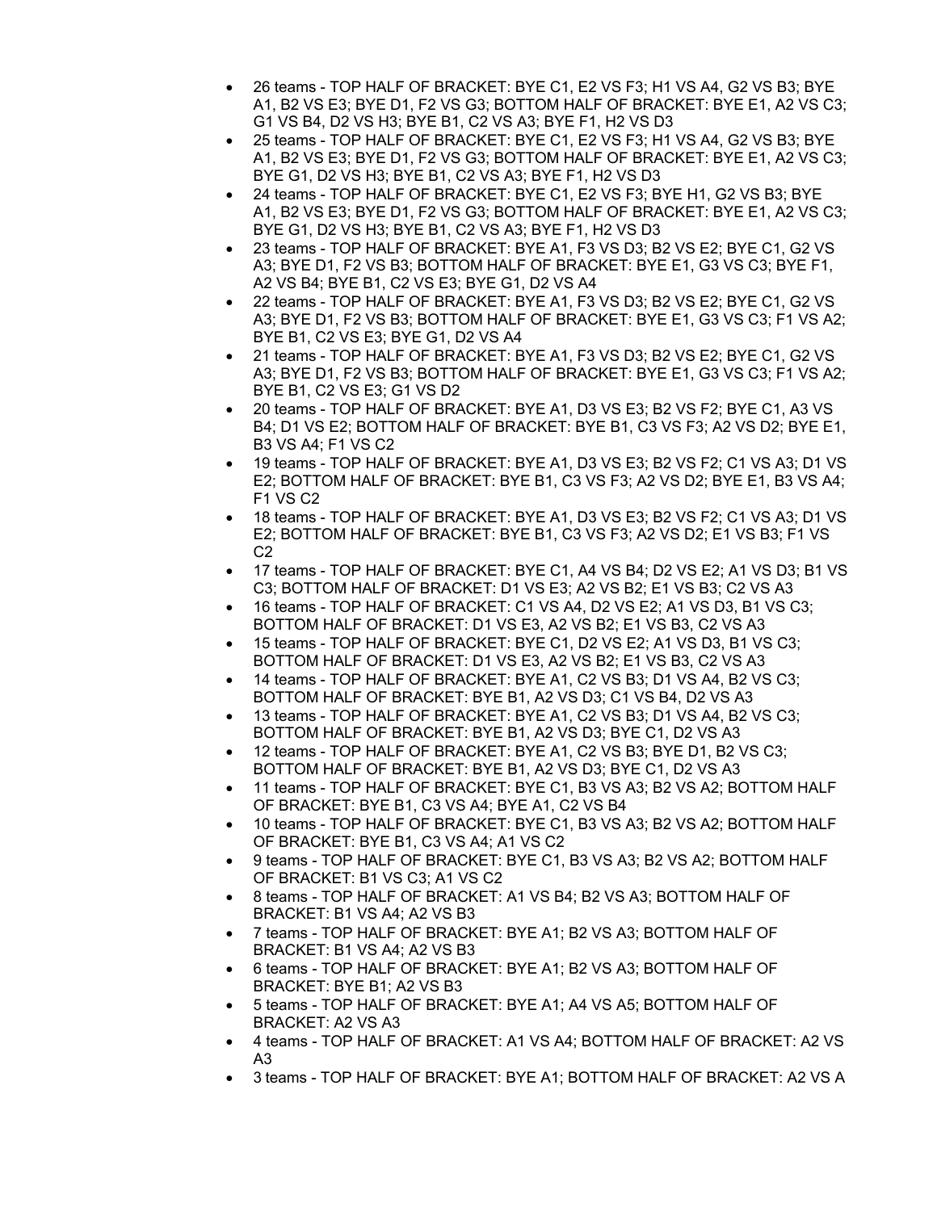- 26 teams - TOP HALF OF BRACKET: BYE C1, E2 VS F3; H1 VS A4, G2 VS B3; BYE A1, B2 VS E3; BYE D1, F2 VS G3; BOTTOM HALF OF BRACKET: BYE E1, A2 VS C3; G1 VS B4, D2 VS H3; BYE B1, C2 VS A3; BYE F1, H2 VS D3
- 25 teams - TOP HALF OF BRACKET: BYE C1, E2 VS F3; H1 VS A4, G2 VS B3; BYE A1, B2 VS E3; BYE D1, F2 VS G3; BOTTOM HALF OF BRACKET: BYE E1, A2 VS C3; BYE G1, D2 VS H3; BYE B1, C2 VS A3; BYE F1, H2 VS D3
- 24 teams - TOP HALF OF BRACKET: BYE C1, E2 VS F3; BYE H1, G2 VS B3; BYE A1, B2 VS E3; BYE D1, F2 VS G3; BOTTOM HALF OF BRACKET: BYE E1, A2 VS C3; BYE G1, D2 VS H3; BYE B1, C2 VS A3; BYE F1, H2 VS D3
- 23 teams - TOP HALF OF BRACKET: BYE A1, F3 VS D3; B2 VS E2; BYE C1, G2 VS A3; BYE D1, F2 VS B3; BOTTOM HALF OF BRACKET: BYE E1, G3 VS C3; BYE F1, A2 VS B4; BYE B1, C2 VS E3; BYE G1, D2 VS A4
- 22 teams - TOP HALF OF BRACKET: BYE A1, F3 VS D3; B2 VS E2; BYE C1, G2 VS A3; BYE D1, F2 VS B3; BOTTOM HALF OF BRACKET: BYE E1, G3 VS C3; F1 VS A2; BYE B1, C2 VS E3; BYE G1, D2 VS A4
- 21 teams - TOP HALF OF BRACKET: BYE A1, F3 VS D3; B2 VS E2; BYE C1, G2 VS A3; BYE D1, F2 VS B3; BOTTOM HALF OF BRACKET: BYE E1, G3 VS C3; F1 VS A2; BYE B1, C2 VS E3; G1 VS D2
- 20 teams - TOP HALF OF BRACKET: BYE A1, D3 VS E3; B2 VS F2; BYE C1, A3 VS B4; D1 VS E2; BOTTOM HALF OF BRACKET: BYE B1, C3 VS F3; A2 VS D2; BYE E1, B3 VS A4; F1 VS C2
- 19 teams - TOP HALF OF BRACKET: BYE A1, D3 VS E3; B2 VS F2; C1 VS A3; D1 VS E2; BOTTOM HALF OF BRACKET: BYE B1, C3 VS F3; A2 VS D2; BYE E1, B3 VS A4; F1 VS C2
- 18 teams - TOP HALF OF BRACKET: BYE A1, D3 VS E3; B2 VS F2; C1 VS A3; D1 VS E2; BOTTOM HALF OF BRACKET: BYE B1, C3 VS F3; A2 VS D2; E1 VS B3; F1 VS C2
- 17 teams - TOP HALF OF BRACKET: BYE C1, A4 VS B4; D2 VS E2; A1 VS D3; B1 VS C3; BOTTOM HALF OF BRACKET: D1 VS E3; A2 VS B2; E1 VS B3; C2 VS A3
- 16 teams - TOP HALF OF BRACKET: C1 VS A4, D2 VS E2; A1 VS D3, B1 VS C3; BOTTOM HALF OF BRACKET: D1 VS E3, A2 VS B2; E1 VS B3, C2 VS A3
- 15 teams - TOP HALF OF BRACKET: BYE C1, D2 VS E2; A1 VS D3, B1 VS C3; BOTTOM HALF OF BRACKET: D1 VS E3, A2 VS B2; E1 VS B3, C2 VS A3
- 14 teams - TOP HALF OF BRACKET: BYE A1, C2 VS B3; D1 VS A4, B2 VS C3; BOTTOM HALF OF BRACKET: BYE B1, A2 VS D3; C1 VS B4, D2 VS A3
- 13 teams - TOP HALF OF BRACKET: BYE A1, C2 VS B3; D1 VS A4, B2 VS C3; BOTTOM HALF OF BRACKET: BYE B1, A2 VS D3; BYE C1, D2 VS A3
- 12 teams - TOP HALF OF BRACKET: BYE A1, C2 VS B3; BYE D1, B2 VS C3; BOTTOM HALF OF BRACKET: BYE B1, A2 VS D3; BYE C1, D2 VS A3
- 11 teams - TOP HALF OF BRACKET: BYE C1, B3 VS A3; B2 VS A2; BOTTOM HALF OF BRACKET: BYE B1, C3 VS A4; BYE A1, C2 VS B4
- 10 teams - TOP HALF OF BRACKET: BYE C1, B3 VS A3; B2 VS A2; BOTTOM HALF OF BRACKET: BYE B1, C3 VS A4; A1 VS C2
- 9 teams - TOP HALF OF BRACKET: BYE C1, B3 VS A3; B2 VS A2; BOTTOM HALF OF BRACKET: B1 VS C3; A1 VS C2
- 8 teams - TOP HALF OF BRACKET: A1 VS B4; B2 VS A3; BOTTOM HALF OF BRACKET: B1 VS A4; A2 VS B3
- 7 teams - TOP HALF OF BRACKET: BYE A1; B2 VS A3; BOTTOM HALF OF BRACKET: B1 VS A4; A2 VS B3
- 6 teams - TOP HALF OF BRACKET: BYE A1; B2 VS A3; BOTTOM HALF OF BRACKET: BYE B1; A2 VS B3
- 5 teams - TOP HALF OF BRACKET: BYE A1; A4 VS A5; BOTTOM HALF OF BRACKET: A2 VS A3
- 4 teams - TOP HALF OF BRACKET: A1 VS A4; BOTTOM HALF OF BRACKET: A2 VS A3
- 3 teams - TOP HALF OF BRACKET: BYE A1; BOTTOM HALF OF BRACKET: A2 VS A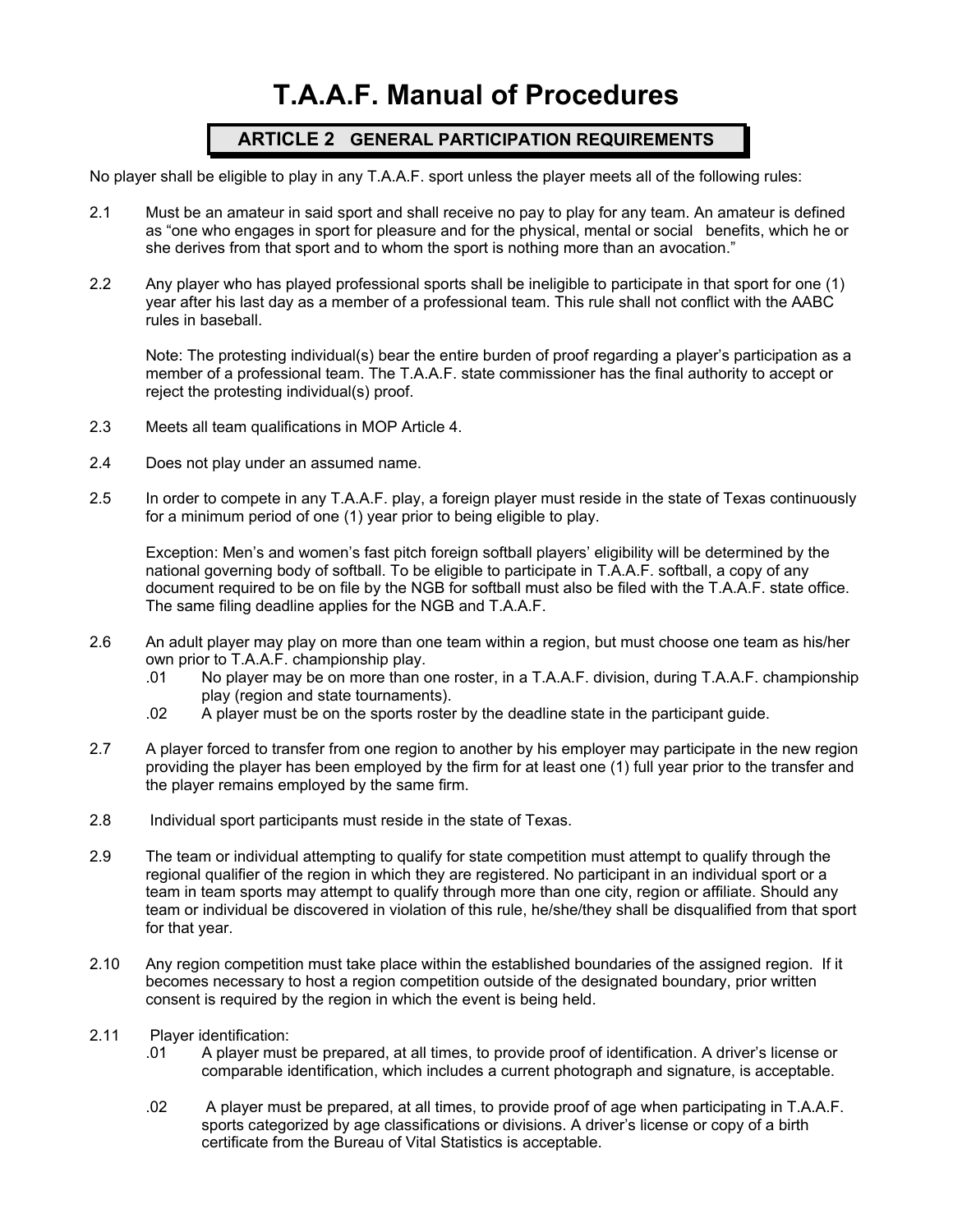# T.A.A.F. Manual of Procedures

## ARTICLE 2 GENERAL PARTICIPATION REQUIREMENTS

No player shall be eligible to play in any T.A.A.F. sport unless the player meets all of the following rules:

2.1 Must be an amateur in said sport and shall receive no pay to play for any team. An amateur is defined as "one who engages in sport for pleasure and for the physical, mental or social benefits, which he or she derives from that sport and to whom the sport is nothing more than an avocation."

2.2 Any player who has played professional sports shall be ineligible to participate in that sport for one (1) year after his last day as a member of a professional team. This rule shall not conflict with the AABC rules in baseball.

Note: The protesting individual(s) bear the entire burden of proof regarding a player's participation as a member of a professional team. The T.A.A.F. state commissioner has the final authority to accept or reject the protesting individual(s) proof.

2.3 Meets all team qualifications in MOP Article 4.

2.4 Does not play under an assumed name.

2.5 In order to compete in any T.A.A.F. play, a foreign player must reside in the state of Texas continuously for a minimum period of one (1) year prior to being eligible to play.

Exception: Men's and women's fast pitch foreign softball players' eligibility will be determined by the national governing body of softball. To be eligible to participate in T.A.A.F. softball, a copy of any document required to be on file by the NGB for softball must also be filed with the T.A.A.F. state office. The same filing deadline applies for the NGB and T.A.A.F.

2.6 An adult player may play on more than one team within a region, but must choose one team as his/her own prior to T.A.A.F. championship play.
- .01 No player may be on more than one roster, in a T.A.A.F. division, during T.A.A.F. championship play (region and state tournaments).
- .02 A player must be on the sports roster by the deadline state in the participant guide.

2.7 A player forced to transfer from one region to another by his employer may participate in the new region providing the player has been employed by the firm for at least one (1) full year prior to the transfer and the player remains employed by the same firm.

2.8 Individual sport participants must reside in the state of Texas.

2.9 The team or individual attempting to qualify for state competition must attempt to qualify through the regional qualifier of the region in which they are registered. No participant in an individual sport or a team in team sports may attempt to qualify through more than one city, region or affiliate. Should any team or individual be discovered in violation of this rule, he/she/they shall be disqualified from that sport for that year.

2.10 Any region competition must take place within the established boundaries of the assigned region. If it becomes necessary to host a region competition outside of the designated boundary, prior written consent is required by the region in which the event is being held.

2.11 Player identification:
- .01 A player must be prepared, at all times, to provide proof of identification. A driver's license or comparable identification, which includes a current photograph and signature, is acceptable.
- .02 A player must be prepared, at all times, to provide proof of age when participating in T.A.A.F. sports categorized by age classifications or divisions. A driver's license or copy of a birth certificate from the Bureau of Vital Statistics is acceptable.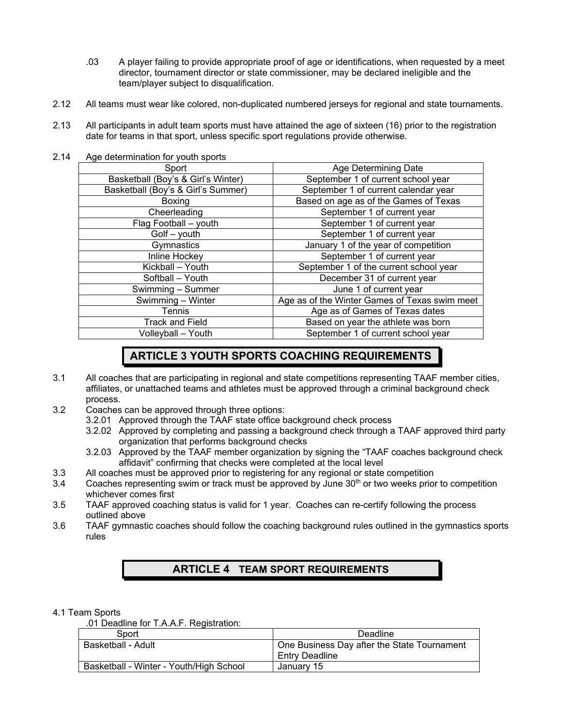.03 A player failing to provide appropriate proof of age or identifications, when requested by a meet director, tournament director or state commissioner, may be declared ineligible and the team/player subject to disqualification.

2.12 All teams must wear like colored, non-duplicated numbered jerseys for regional and state tournaments.

2.13 All participants in adult team sports must have attained the age of sixteen (16) prior to the registration date for teams in that sport, unless specific sport regulations provide otherwise.

2.14 Age determination for youth sports

| Sport | Age Determining Date |
|---|---|
| Basketball (Boy's & Girl's Winter) | September 1 of current school year |
| Basketball (Boy's & Girl's Summer) | September 1 of current calendar year |
| Boxing | Based on age as of the Games of Texas |
| Cheerleading | September 1 of current year |
| Flag Football – youth | September 1 of current year |
| Golf – youth | September 1 of current year |
| Gymnastics | January 1 of the year of competition |
| Inline Hockey | September 1 of current year |
| Kickball – Youth | September 1 of the current school year |
| Softball – Youth | December 31 of current year |
| Swimming – Summer | June 1 of current year |
| Swimming – Winter | Age as of the Winter Games of Texas swim meet |
| Tennis | Age as of Games of Texas dates |
| Track and Field | Based on year the athlete was born |
| Volleyball – Youth | September 1 of current school year |

## ARTICLE 3 YOUTH SPORTS COACHING REQUIREMENTS

3.1 All coaches that are participating in regional and state competitions representing TAAF member cities, affiliates, or unattached teams and athletes must be approved through a criminal background check process.

3.2 Coaches can be approved through three options:

3.2.01 Approved through the TAAF state office background check process

3.2.02 Approved by completing and passing a background check through a TAAF approved third party organization that performs background checks

3.2.03 Approved by the TAAF member organization by signing the "TAAF coaches background check affidavit" confirming that checks were completed at the local level

3.3 All coaches must be approved prior to registering for any regional or state competition

3.4 Coaches representing swim or track must be approved by June 30th or two weeks prior to competition whichever comes first

3.5 TAAF approved coaching status is valid for 1 year. Coaches can re-certify following the process outlined above

3.6 TAAF gymnastic coaches should follow the coaching background rules outlined in the gymnastics sports rules

## ARTICLE 4 TEAM SPORT REQUIREMENTS

4.1 Team Sports

.01 Deadline for T.A.A.F. Registration:

| Sport | Deadline |
|---|---|
| Basketball - Adult | One Business Day after the State Tournament Entry Deadline |
| Basketball - Winter - Youth/High School | January 15 |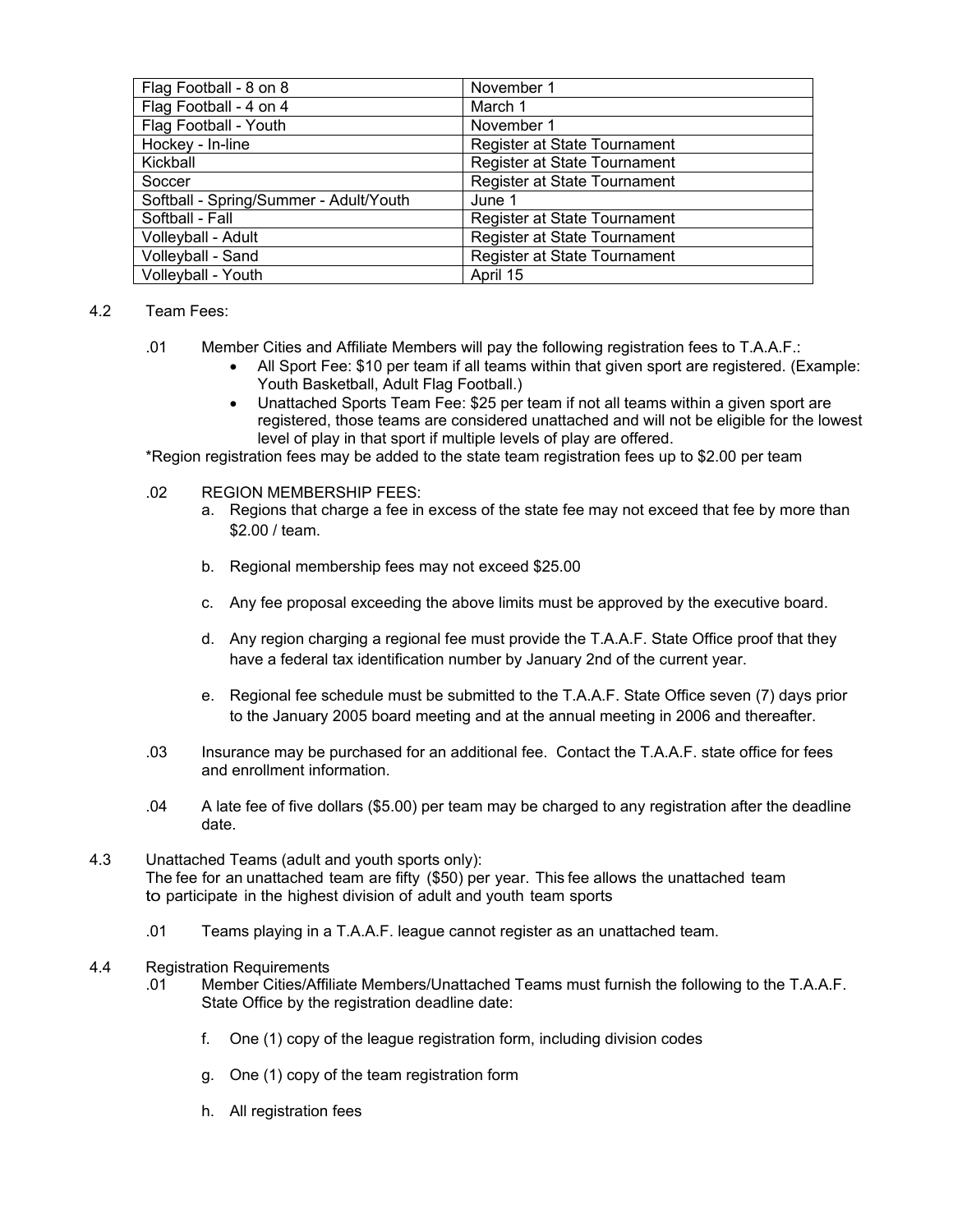| | |
|---|---|
| Flag Football - 8 on 8 | November 1 |
| Flag Football - 4 on 4 | March 1 |
| Flag Football - Youth | November 1 |
| Hockey - In-line | Register at State Tournament |
| Kickball | Register at State Tournament |
| Soccer | Register at State Tournament |
| Softball - Spring/Summer - Adult/Youth | June 1 |
| Softball - Fall | Register at State Tournament |
| Volleyball - Adult | Register at State Tournament |
| Volleyball - Sand | Register at State Tournament |
| Volleyball - Youth | April 15 |

4.2 Team Fees:

.01 Member Cities and Affiliate Members will pay the following registration fees to T.A.A.F.:

- All Sport Fee: $10 per team if all teams within that given sport are registered. (Example: Youth Basketball, Adult Flag Football.)
- Unattached Sports Team Fee: $25 per team if not all teams within a given sport are registered, those teams are considered unattached and will not be eligible for the lowest level of play in that sport if multiple levels of play are offered.

*Region registration fees may be added to the state team registration fees up to $2.00 per team

.02 REGION MEMBERSHIP FEES:

a. Regions that charge a fee in excess of the state fee may not exceed that fee by more than $2.00 / team.

b. Regional membership fees may not exceed $25.00

c. Any fee proposal exceeding the above limits must be approved by the executive board.

d. Any region charging a regional fee must provide the T.A.A.F. State Office proof that they have a federal tax identification number by January 2nd of the current year.

e. Regional fee schedule must be submitted to the T.A.A.F. State Office seven (7) days prior to the January 2005 board meeting and at the annual meeting in 2006 and thereafter.

.03 Insurance may be purchased for an additional fee. Contact the T.A.A.F. state office for fees and enrollment information.

.04 A late fee of five dollars ($5.00) per team may be charged to any registration after the deadline date.

4.3 Unattached Teams (adult and youth sports only):
The fee for an unattached team are fifty ($50) per year. This fee allows the unattached team to participate in the highest division of adult and youth team sports

.01 Teams playing in a T.A.A.F. league cannot register as an unattached team.

4.4 Registration Requirements

.01 Member Cities/Affiliate Members/Unattached Teams must furnish the following to the T.A.A.F. State Office by the registration deadline date:

f. One (1) copy of the league registration form, including division codes

g. One (1) copy of the team registration form

h. All registration fees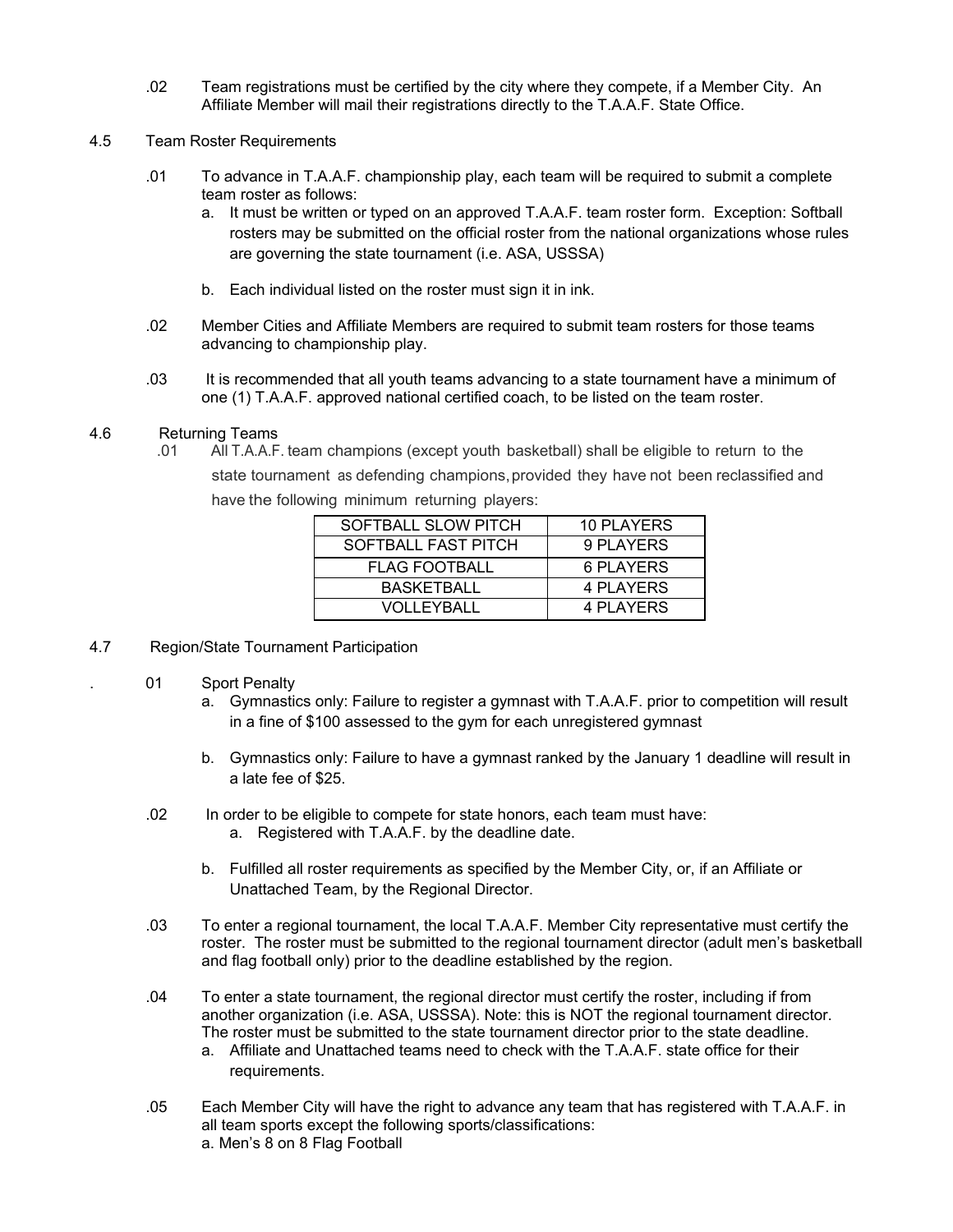.02 Team registrations must be certified by the city where they compete, if a Member City. An Affiliate Member will mail their registrations directly to the T.A.A.F. State Office.

4.5 Team Roster Requirements

.01 To advance in T.A.A.F. championship play, each team will be required to submit a complete team roster as follows:

a. It must be written or typed on an approved T.A.A.F. team roster form. Exception: Softball rosters may be submitted on the official roster from the national organizations whose rules are governing the state tournament (i.e. ASA, USSSA)

b. Each individual listed on the roster must sign it in ink.

.02 Member Cities and Affiliate Members are required to submit team rosters for those teams advancing to championship play.

.03 It is recommended that all youth teams advancing to a state tournament have a minimum of one (1) T.A.A.F. approved national certified coach, to be listed on the team roster.

4.6 Returning Teams

.01 All T.A.A.F. team champions (except youth basketball) shall be eligible to return to the state tournament as defending champions, provided they have not been reclassified and have the following minimum returning players:

| | |
|---|---|
| SOFTBALL SLOW PITCH | 10 PLAYERS |
| SOFTBALL FAST PITCH | 9 PLAYERS |
| FLAG FOOTBALL | 6 PLAYERS |
| BASKETBALL | 4 PLAYERS |
| VOLLEYBALL | 4 PLAYERS |

4.7 Region/State Tournament Participation

.01 Sport Penalty

a. Gymnastics only: Failure to register a gymnast with T.A.A.F. prior to competition will result in a fine of $100 assessed to the gym for each unregistered gymnast

b. Gymnastics only: Failure to have a gymnast ranked by the January 1 deadline will result in a late fee of $25.

.02 In order to be eligible to compete for state honors, each team must have:

a. Registered with T.A.A.F. by the deadline date.

b. Fulfilled all roster requirements as specified by the Member City, or, if an Affiliate or Unattached Team, by the Regional Director.

.03 To enter a regional tournament, the local T.A.A.F. Member City representative must certify the roster. The roster must be submitted to the regional tournament director (adult men's basketball and flag football only) prior to the deadline established by the region.

.04 To enter a state tournament, the regional director must certify the roster, including if from another organization (i.e. ASA, USSSA). Note: this is NOT the regional tournament director. The roster must be submitted to the state tournament director prior to the state deadline.

a. Affiliate and Unattached teams need to check with the T.A.A.F. state office for their requirements.

.05 Each Member City will have the right to advance any team that has registered with T.A.A.F. in all team sports except the following sports/classifications:

a. Men's 8 on 8 Flag Football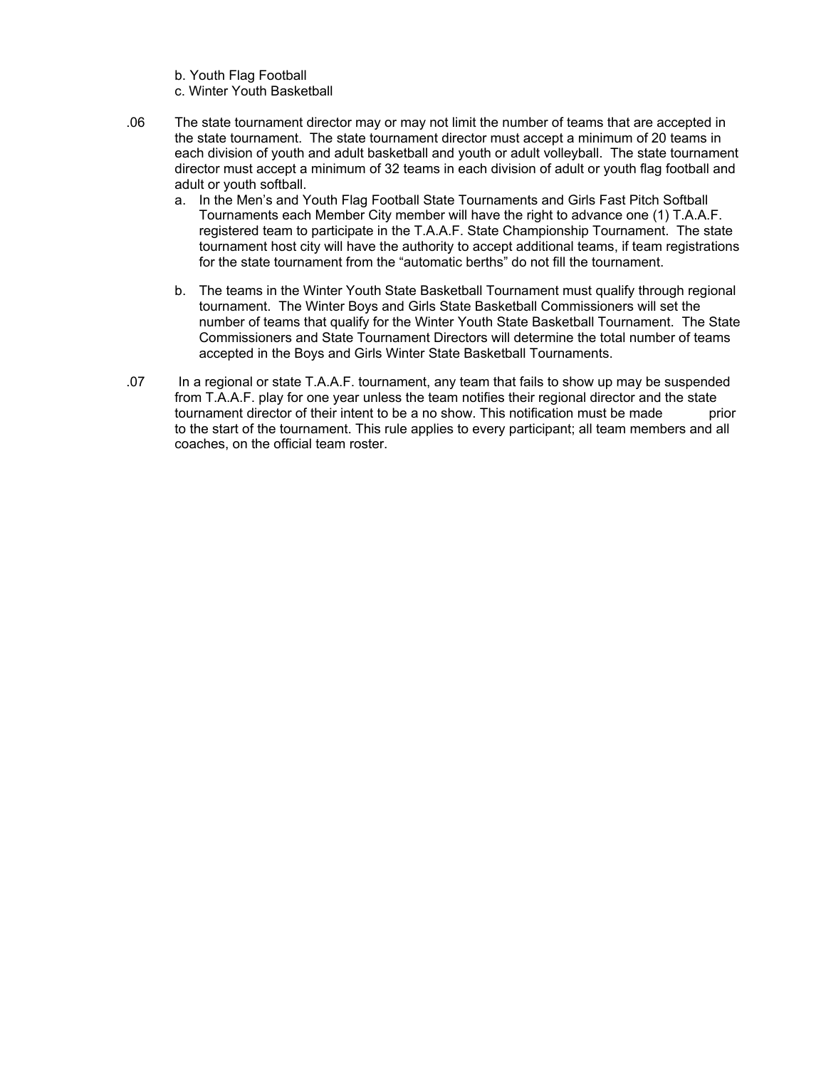b. Youth Flag Football
c. Winter Youth Basketball

.06 The state tournament director may or may not limit the number of teams that are accepted in the state tournament. The state tournament director must accept a minimum of 20 teams in each division of youth and adult basketball and youth or adult volleyball. The state tournament director must accept a minimum of 32 teams in each division of adult or youth flag football and adult or youth softball.

a. In the Men's and Youth Flag Football State Tournaments and Girls Fast Pitch Softball Tournaments each Member City member will have the right to advance one (1) T.A.A.F. registered team to participate in the T.A.A.F. State Championship Tournament. The state tournament host city will have the authority to accept additional teams, if team registrations for the state tournament from the "automatic berths" do not fill the tournament.

b. The teams in the Winter Youth State Basketball Tournament must qualify through regional tournament. The Winter Boys and Girls State Basketball Commissioners will set the number of teams that qualify for the Winter Youth State Basketball Tournament. The State Commissioners and State Tournament Directors will determine the total number of teams accepted in the Boys and Girls Winter State Basketball Tournaments.

.07 In a regional or state T.A.A.F. tournament, any team that fails to show up may be suspended from T.A.A.F. play for one year unless the team notifies their regional director and the state tournament director of their intent to be a no show. This notification must be made prior to the start of the tournament. This rule applies to every participant; all team members and all coaches, on the official team roster.